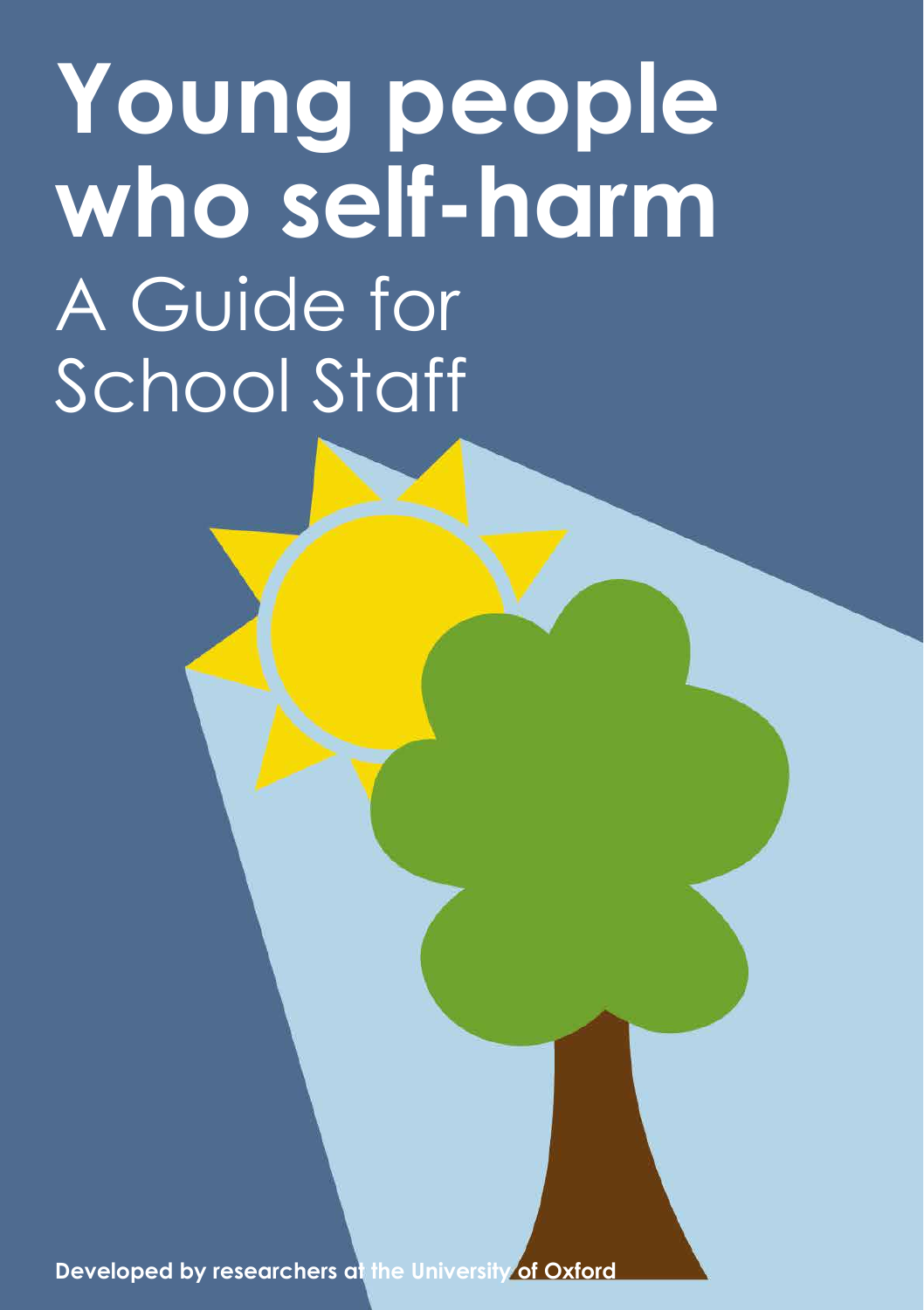# Young people who self-harm

## A Guide for School Staff

**Developed by researchers at the University of Oxford**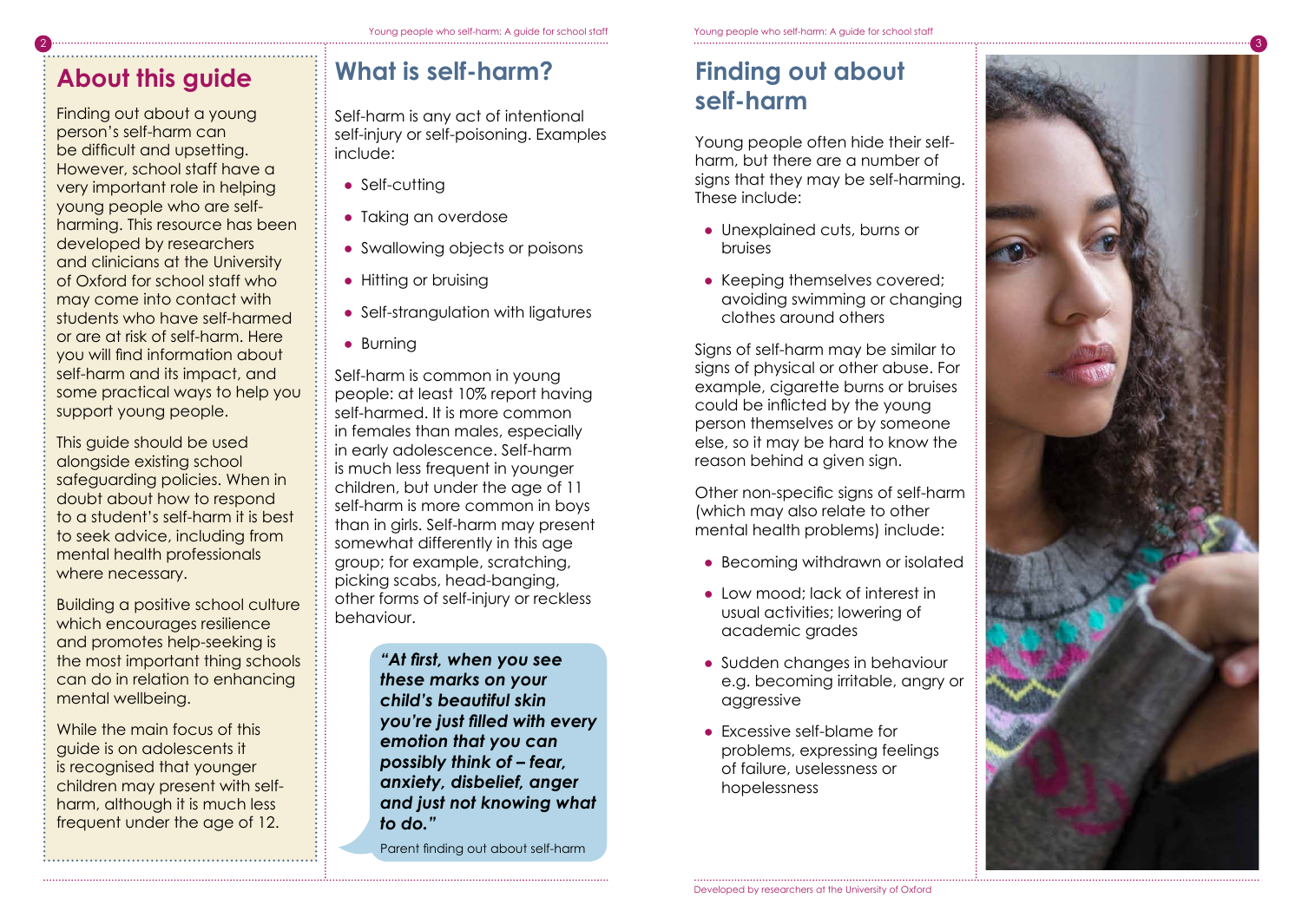## About this guide

Finding out about a young person's self-harm can be difficult and upsetting. However, school staff have a very important role in helping young people who are self-harming. This resource has been developed by researchers and clinicians at the University of Oxford for school staff who may come into contact with students who have self-harmed or are at risk of self-harm. Here you will find information about self-harm and its impact, and some practical ways to help you support young people.

This guide should be used alongside existing school safeguarding policies. When in doubt about how to respond to a student's self-harm it is best to seek advice, including from mental health professionals where necessary.

Building a positive school culture which encourages resilience and promotes help-seeking is the most important thing schools can do in relation to enhancing mental wellbeing.

While the main focus of this guide is on adolescents it is recognised that younger children may present with self-harm, although it is much less frequent under the age of 12.

## What is self-harm?

Self-harm is any act of intentional self-injury or self-poisoning. Examples include:

- Self-cutting
- Taking an overdose
- Swallowing objects or poisons
- Hitting or bruising
- Self-strangulation with ligatures
- Burning

Self-harm is common in young people: at least 10% report having self-harmed. It is more common in females than males, especially in early adolescence. Self-harm is much less frequent in younger children, but under the age of 11 self-harm is more common in boys than in girls. Self-harm may present somewhat differently in this age group; for example, scratching, picking scabs, head-banging, other forms of self-injury or reckless behaviour.

> ***"At first, when you see these marks on your child's beautiful skin you're just filled with every emotion that you can possibly think of – fear, anxiety, disbelief, anger and just not knowing what to do."***
>
> Parent finding out about self-harm

## Finding out about self-harm

Young people often hide their self-harm, but there are a number of signs that they may be self-harming. These include:

- Unexplained cuts, burns or bruises
- Keeping themselves covered; avoiding swimming or changing clothes around others

Signs of self-harm may be similar to signs of physical or other abuse. For example, cigarette burns or bruises could be inflicted by the young person themselves or by someone else, so it may be hard to know the reason behind a given sign.

Other non-specific signs of self-harm (which may also relate to other mental health problems) include:

- Becoming withdrawn or isolated
- Low mood; lack of interest in usual activities; lowering of academic grades
- Sudden changes in behaviour e.g. becoming irritable, angry or aggressive
- Excessive self-blame for problems, expressing feelings of failure, uselessness or hopelessness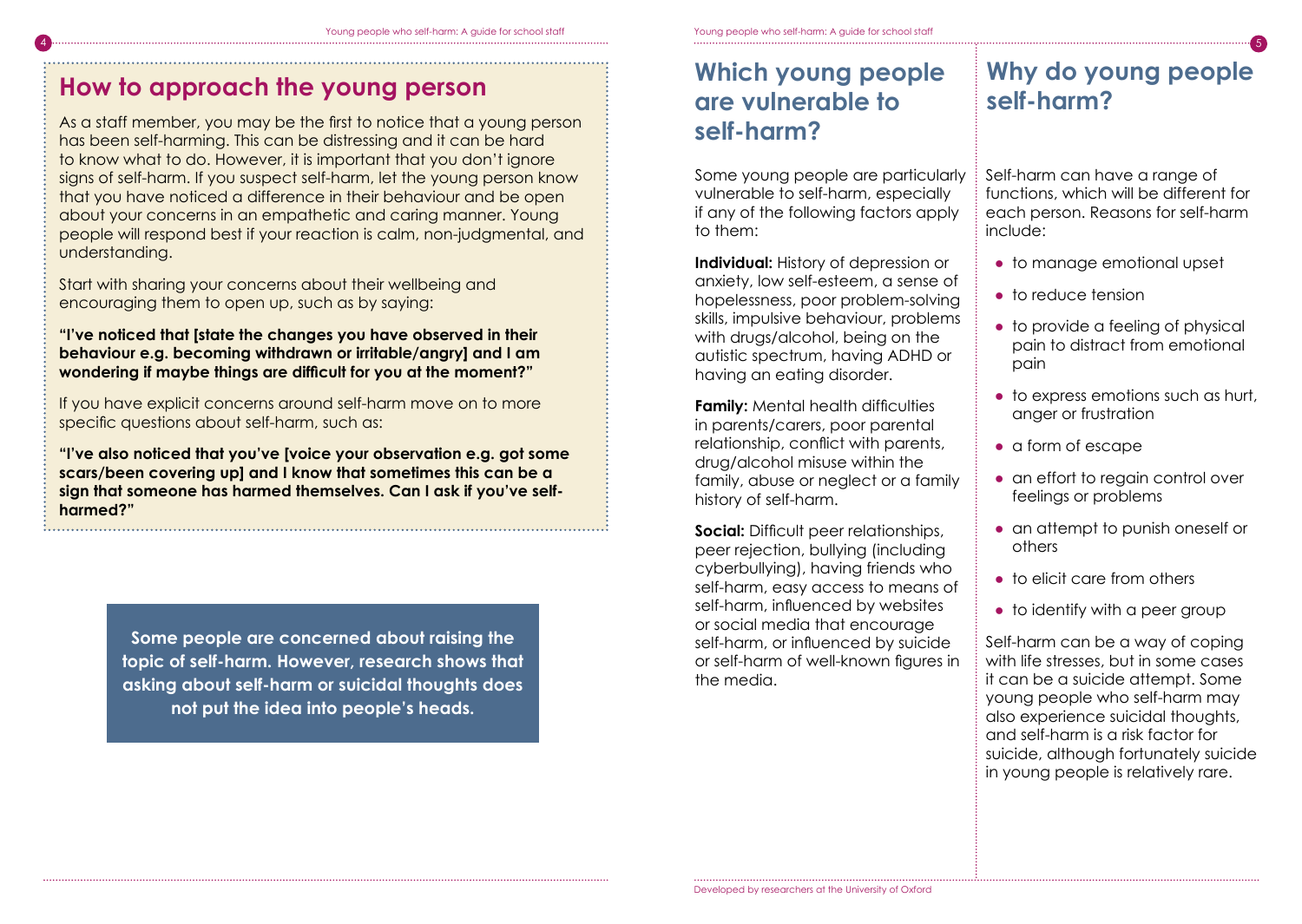## How to approach the young person

As a staff member, you may be the first to notice that a young person has been self-harming. This can be distressing and it can be hard to know what to do. However, it is important that you don't ignore signs of self-harm. If you suspect self-harm, let the young person know that you have noticed a difference in their behaviour and be open about your concerns in an empathetic and caring manner. Young people will respond best if your reaction is calm, non-judgmental, and understanding.

Start with sharing your concerns about their wellbeing and encouraging them to open up, such as by saying:

**"I've noticed that [state the changes you have observed in their behaviour e.g. becoming withdrawn or irritable/angry] and I am wondering if maybe things are difficult for you at the moment?"**

If you have explicit concerns around self-harm move on to more specific questions about self-harm, such as:

**"I've also noticed that you've [voice your observation e.g. got some scars/been covering up] and I know that sometimes this can be a sign that someone has harmed themselves. Can I ask if you've self-harmed?"**

**Some people are concerned about raising the topic of self-harm. However, research shows that asking about self-harm or suicidal thoughts does not put the idea into people's heads.**

## Which young people are vulnerable to self-harm?

Some young people are particularly vulnerable to self-harm, especially if any of the following factors apply to them:

**Individual:** History of depression or anxiety, low self-esteem, a sense of hopelessness, poor problem-solving skills, impulsive behaviour, problems with drugs/alcohol, being on the autistic spectrum, having ADHD or having an eating disorder.

**Family:** Mental health difficulties in parents/carers, poor parental relationship, conflict with parents, drug/alcohol misuse within the family, abuse or neglect or a family history of self-harm.

**Social:** Difficult peer relationships, peer rejection, bullying (including cyberbullying), having friends who self-harm, easy access to means of self-harm, influenced by websites or social media that encourage self-harm, or influenced by suicide or self-harm of well-known figures in the media.

## Why do young people self-harm?

Self-harm can have a range of functions, which will be different for each person. Reasons for self-harm include:

- to manage emotional upset
- to reduce tension
- to provide a feeling of physical pain to distract from emotional pain
- to express emotions such as hurt, anger or frustration
- a form of escape
- an effort to regain control over feelings or problems
- an attempt to punish oneself or others
- to elicit care from others
- to identify with a peer group

Self-harm can be a way of coping with life stresses, but in some cases it can be a suicide attempt. Some young people who self-harm may also experience suicidal thoughts, and self-harm is a risk factor for suicide, although fortunately suicide in young people is relatively rare.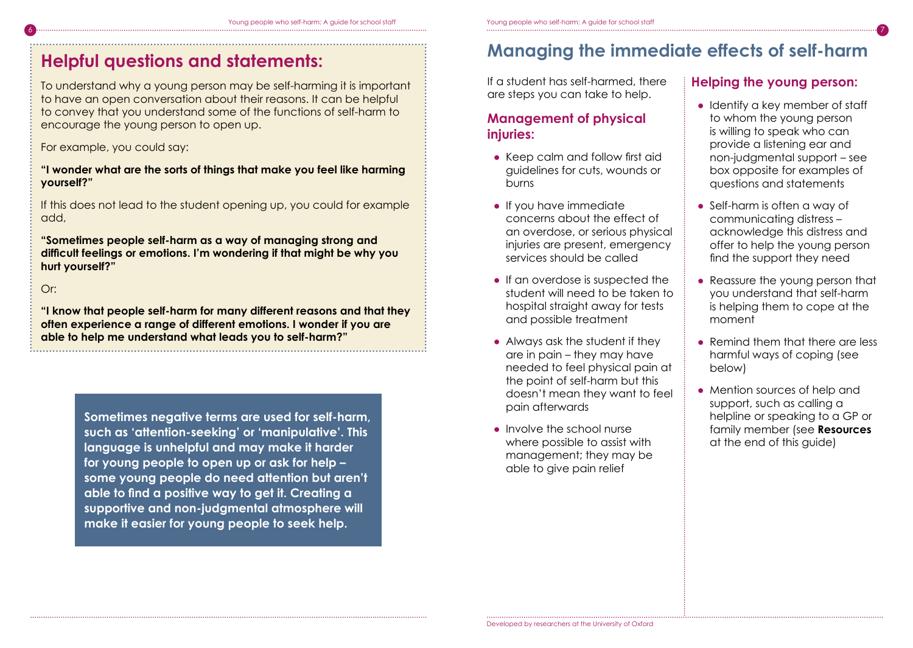## Helpful questions and statements:

To understand why a young person may be self-harming it is important to have an open conversation about their reasons. It can be helpful to convey that you understand some of the functions of self-harm to encourage the young person to open up.

For example, you could say:

**"I wonder what are the sorts of things that make you feel like harming yourself?"**

If this does not lead to the student opening up, you could for example add,

**"Sometimes people self-harm as a way of managing strong and difficult feelings or emotions. I'm wondering if that might be why you hurt yourself?"**

Or:

**"I know that people self-harm for many different reasons and that they often experience a range of different emotions. I wonder if you are able to help me understand what leads you to self-harm?"**

**Sometimes negative terms are used for self-harm, such as 'attention-seeking' or 'manipulative'. This language is unhelpful and may make it harder for young people to open up or ask for help – some young people do need attention but aren't able to find a positive way to get it. Creating a supportive and non-judgmental atmosphere will make it easier for young people to seek help.**

# Managing the immediate effects of self-harm

If a student has self-harmed, there are steps you can take to help.

### Management of physical injuries:

- Keep calm and follow first aid guidelines for cuts, wounds or burns
- If you have immediate concerns about the effect of an overdose, or serious physical injuries are present, emergency services should be called
- If an overdose is suspected the student will need to be taken to hospital straight away for tests and possible treatment
- Always ask the student if they are in pain – they may have needed to feel physical pain at the point of self-harm but this doesn't mean they want to feel pain afterwards
- Involve the school nurse where possible to assist with management; they may be able to give pain relief

### Helping the young person:

- Identify a key member of staff to whom the young person is willing to speak who can provide a listening ear and non-judgmental support – see box opposite for examples of questions and statements
- Self-harm is often a way of communicating distress – acknowledge this distress and offer to help the young person find the support they need
- Reassure the young person that you understand that self-harm is helping them to cope at the moment
- Remind them that there are less harmful ways of coping (see below)
- Mention sources of help and support, such as calling a helpline or speaking to a GP or family member (see **Resources** at the end of this guide)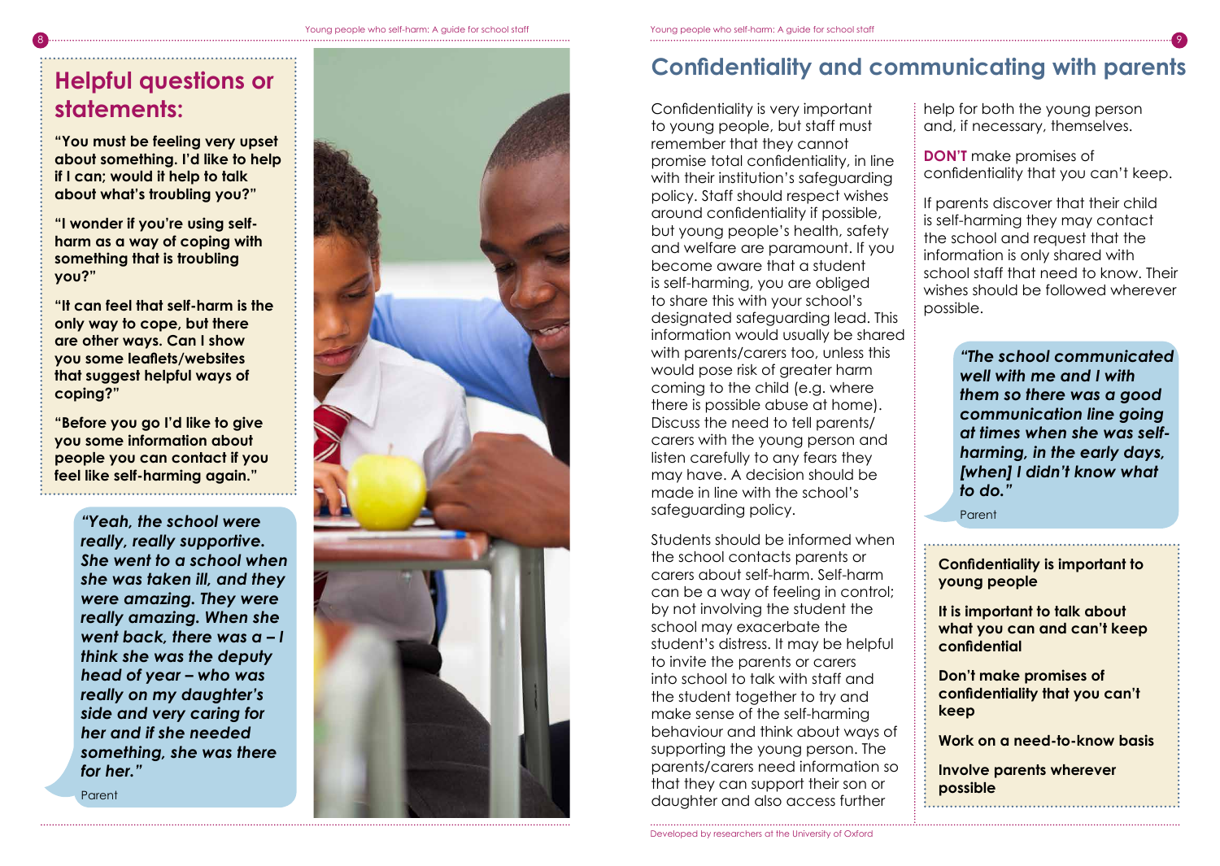## Helpful questions or statements:

**"You must be feeling very upset about something. I'd like to help if I can; would it help to talk about what's troubling you?"**

**"I wonder if you're using self-harm as a way of coping with something that is troubling you?"**

**"It can feel that self-harm is the only way to cope, but there are other ways. Can I show you some leaflets/websites that suggest helpful ways of coping?"**

**"Before you go I'd like to give you some information about people you can contact if you feel like self-harming again."**

***"Yeah, the school were really, really supportive. She went to a school when she was taken ill, and they were amazing. They were really amazing. When she went back, there was a – I think she was the deputy head of year – who was really on my daughter's side and very caring for her and if she needed something, she was there for her."***

Parent

# Confidentiality and communicating with parents

Confidentiality is very important to young people, but staff must remember that they cannot promise total confidentiality, in line with their institution's safeguarding policy. Staff should respect wishes around confidentiality if possible, but young people's health, safety and welfare are paramount. If you become aware that a student is self-harming, you are obliged to share this with your school's designated safeguarding lead. This information would usually be shared with parents/carers too, unless this would pose risk of greater harm coming to the child (e.g. where there is possible abuse at home). Discuss the need to tell parents/carers with the young person and listen carefully to any fears they may have. A decision should be made in line with the school's safeguarding policy.

Students should be informed when the school contacts parents or carers about self-harm. Self-harm can be a way of feeling in control; by not involving the student the school may exacerbate the student's distress. It may be helpful to invite the parents or carers into school to talk with staff and the student together to try and make sense of the self-harming behaviour and think about ways of supporting the young person. The parents/carers need information so that they can support their son or daughter and also access further help for both the young person and, if necessary, themselves.

**DON'T** make promises of confidentiality that you can't keep.

If parents discover that their child is self-harming they may contact the school and request that the information is only shared with school staff that need to know. Their wishes should be followed wherever possible.

***"The school communicated well with me and I with them so there was a good communication line going at times when she was self-harming, in the early days, [when] I didn't know what to do."***

Parent

**Confidentiality is important to young people**

**It is important to talk about what you can and can't keep confidential**

**Don't make promises of confidentiality that you can't keep**

**Work on a need-to-know basis**

**Involve parents wherever possible**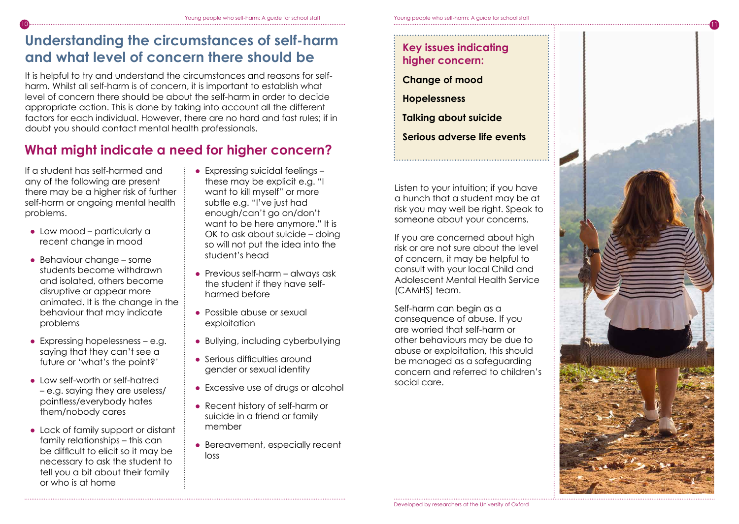# Understanding the circumstances of self-harm and what level of concern there should be

It is helpful to try and understand the circumstances and reasons for self-harm. Whilst all self-harm is of concern, it is important to establish what level of concern there should be about the self-harm in order to decide appropriate action. This is done by taking into account all the different factors for each individual. However, there are no hard and fast rules; if in doubt you should contact mental health professionals.

## What might indicate a need for higher concern?

If a student has self-harmed and any of the following are present there may be a higher risk of further self-harm or ongoing mental health problems.

- Low mood – particularly a recent change in mood
- Behaviour change – some students become withdrawn and isolated, others become disruptive or appear more animated. It is the change in the behaviour that may indicate problems
- Expressing hopelessness – e.g. saying that they can't see a future or 'what's the point?'
- Low self-worth or self-hatred – e.g. saying they are useless/ pointless/everybody hates them/nobody cares
- Lack of family support or distant family relationships – this can be difficult to elicit so it may be necessary to ask the student to tell you a bit about their family or who is at home
- Expressing suicidal feelings – these may be explicit e.g. "I want to kill myself" or more subtle e.g. "I've just had enough/can't go on/don't want to be here anymore." It is OK to ask about suicide – doing so will not put the idea into the student's head
- Previous self-harm – always ask the student if they have self-harmed before
- Possible abuse or sexual exploitation
- Bullying, including cyberbullying
- Serious difficulties around gender or sexual identity
- Excessive use of drugs or alcohol
- Recent history of self-harm or suicide in a friend or family member
- Bereavement, especially recent loss

### Key issues indicating higher concern:

**Change of mood**

**Hopelessness**

**Talking about suicide**

**Serious adverse life events**

Listen to your intuition; if you have a hunch that a student may be at risk you may well be right. Speak to someone about your concerns.

If you are concerned about high risk or are not sure about the level of concern, it may be helpful to consult with your local Child and Adolescent Mental Health Service (CAMHS) team.

Self-harm can begin as a consequence of abuse. If you are worried that self-harm or other behaviours may be due to abuse or exploitation, this should be managed as a safeguarding concern and referred to children's social care.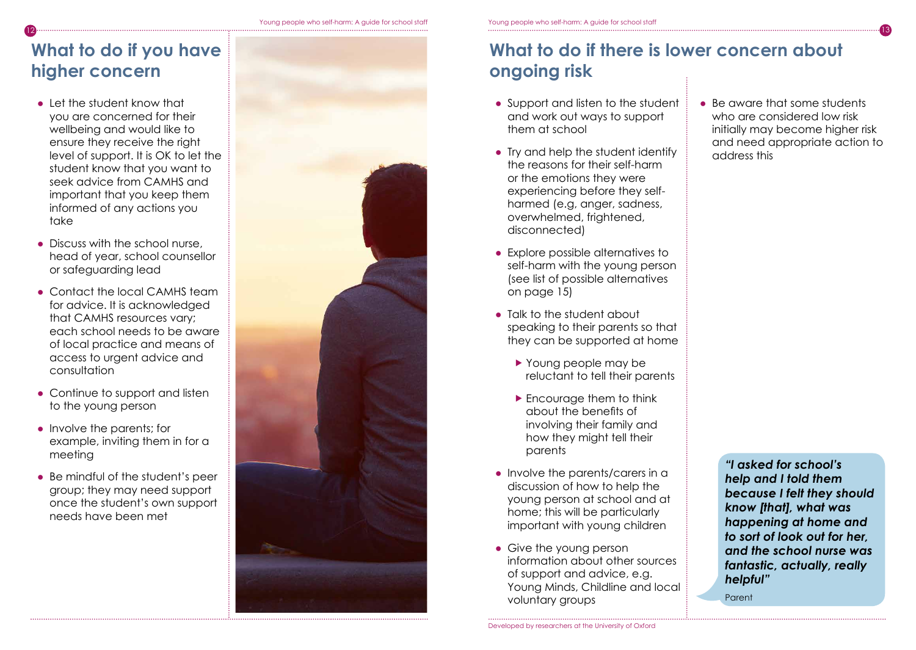## What to do if you have higher concern

- Let the student know that you are concerned for their wellbeing and would like to ensure they receive the right level of support. It is OK to let the student know that you want to seek advice from CAMHS and important that you keep them informed of any actions you take
- Discuss with the school nurse, head of year, school counsellor or safeguarding lead
- Contact the local CAMHS team for advice. It is acknowledged that CAMHS resources vary; each school needs to be aware of local practice and means of access to urgent advice and consultation
- Continue to support and listen to the young person
- Involve the parents; for example, inviting them in for a meeting
- Be mindful of the student's peer group; they may need support once the student's own support needs have been met

## What to do if there is lower concern about ongoing risk

- Support and listen to the student and work out ways to support them at school
- Try and help the student identify the reasons for their self-harm or the emotions they were experiencing before they self-harmed (e.g, anger, sadness, overwhelmed, frightened, disconnected)
- Explore possible alternatives to self-harm with the young person (see list of possible alternatives on page 15)
- Talk to the student about speaking to their parents so that they can be supported at home
  - Young people may be reluctant to tell their parents
  - Encourage them to think about the benefits of involving their family and how they might tell their parents
- Involve the parents/carers in a discussion of how to help the young person at school and at home; this will be particularly important with young children
- Give the young person information about other sources of support and advice, e.g. Young Minds, Childline and local voluntary groups
- Be aware that some students who are considered low risk initially may become higher risk and need appropriate action to address this

***"I asked for school's help and I told them because I felt they should know [that], what was happening at home and to sort of look out for her, and the school nurse was fantastic, actually, really helpful"***

Parent

Developed by researchers at the University of Oxford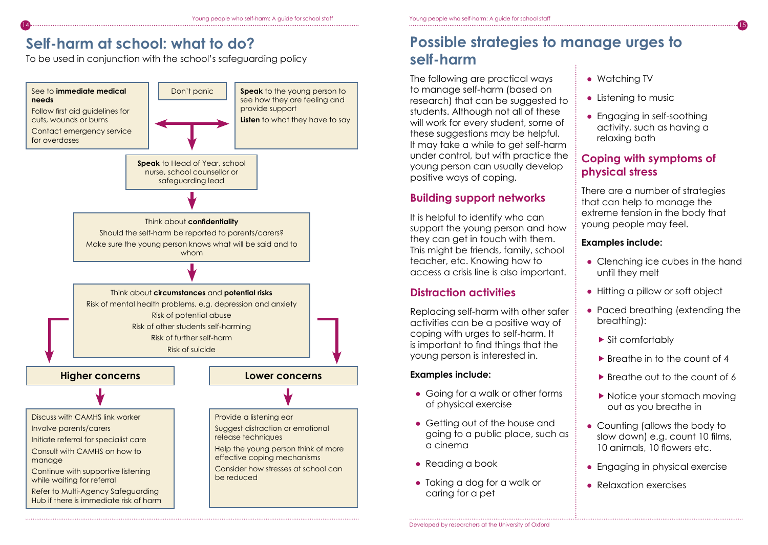# Self-harm at school: what to do?

To be used in conjunction with the school's safeguarding policy

See to **immediate medical needs**

Follow first aid guidelines for cuts, wounds or burns

Contact emergency service for overdoses

Don't panic

**Speak** to the young person to see how they are feeling and provide support

**Listen** to what they have to say

**Speak** to Head of Year, school nurse, school counsellor or safeguarding lead

Think about **confidentiality**

Should the self-harm be reported to parents/carers?

Make sure the young person knows what will be said and to whom

Think about **circumstances** and **potential risks**

Risk of mental health problems, e.g. depression and anxiety

Risk of potential abuse

Risk of other students self-harming

Risk of further self-harm

Risk of suicide

**Higher concerns**

- Discuss with CAMHS link worker
- Involve parents/carers
- Initiate referral for specialist care
- Consult with CAMHS on how to manage
- Continue with supportive listening while waiting for referral
- Refer to Multi-Agency Safeguarding Hub if there is immediate risk of harm

**Lower concerns**

- Provide a listening ear
- Suggest distraction or emotional release techniques
- Help the young person think of more effective coping mechanisms
- Consider how stresses at school can be reduced

# Possible strategies to manage urges to self-harm

The following are practical ways to manage self-harm (based on research) that can be suggested to students. Although not all of these will work for every student, some of these suggestions may be helpful. It may take a while to get self-harm under control, but with practice the young person can usually develop positive ways of coping.

## Building support networks

It is helpful to identify who can support the young person and how they can get in touch with them. This might be friends, family, school teacher, etc. Knowing how to access a crisis line is also important.

## Distraction activities

Replacing self-harm with other safer activities can be a positive way of coping with urges to self-harm. It is important to find things that the young person is interested in.

**Examples include:**

- Going for a walk or other forms of physical exercise
- Getting out of the house and going to a public place, such as a cinema
- Reading a book
- Taking a dog for a walk or caring for a pet
- Watching TV
- Listening to music
- Engaging in self-soothing activity, such as having a relaxing bath

## Coping with symptoms of physical stress

There are a number of strategies that can help to manage the extreme tension in the body that young people may feel.

**Examples include:**

- Clenching ice cubes in the hand until they melt
- Hitting a pillow or soft object
- Paced breathing (extending the breathing):
  - Sit comfortably
  - Breathe in to the count of 4
  - Breathe out to the count of 6
  - Notice your stomach moving out as you breathe in
- Counting (allows the body to slow down) e.g. count 10 films, 10 animals, 10 flowers etc.
- Engaging in physical exercise
- Relaxation exercises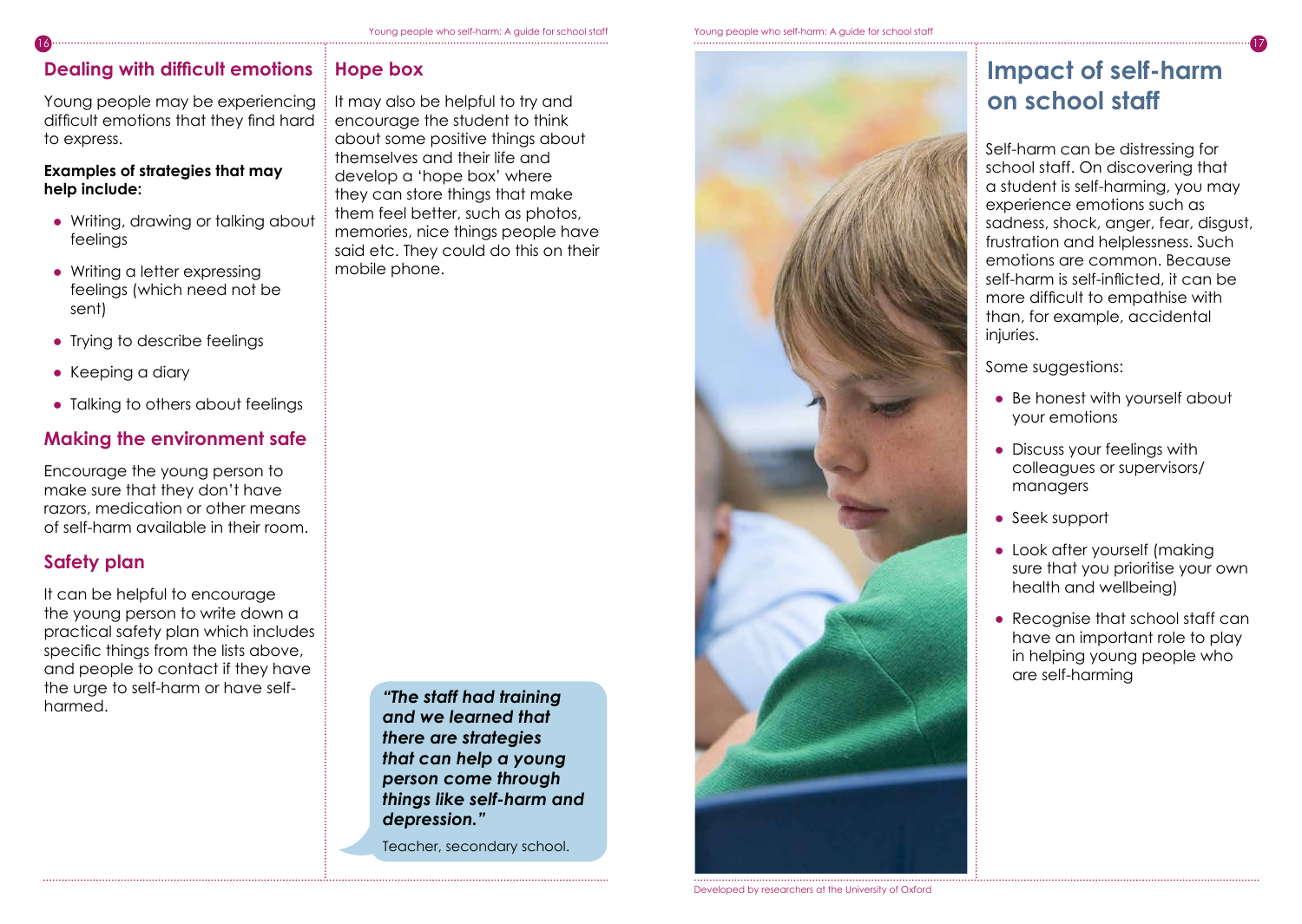## Dealing with difficult emotions

Young people may be experiencing difficult emotions that they find hard to express.

**Examples of strategies that may help include:**

- Writing, drawing or talking about feelings
- Writing a letter expressing feelings (which need not be sent)
- Trying to describe feelings
- Keeping a diary
- Talking to others about feelings

## Making the environment safe

Encourage the young person to make sure that they don't have razors, medication or other means of self-harm available in their room.

## Safety plan

It can be helpful to encourage the young person to write down a practical safety plan which includes specific things from the lists above, and people to contact if they have the urge to self-harm or have self-harmed.

## Hope box

It may also be helpful to try and encourage the student to think about some positive things about themselves and their life and develop a 'hope box' where they can store things that make them feel better, such as photos, memories, nice things people have said etc. They could do this on their mobile phone.

***"The staff had training and we learned that there are strategies that can help a young person come through things like self-harm and depression."***

Teacher, secondary school.

# Impact of self-harm on school staff

Self-harm can be distressing for school staff. On discovering that a student is self-harming, you may experience emotions such as sadness, shock, anger, fear, disgust, frustration and helplessness. Such emotions are common. Because self-harm is self-inflicted, it can be more difficult to empathise with than, for example, accidental injuries.

Some suggestions:

- Be honest with yourself about your emotions
- Discuss your feelings with colleagues or supervisors/ managers
- Seek support
- Look after yourself (making sure that you prioritise your own health and wellbeing)
- Recognise that school staff can have an important role to play in helping young people who are self-harming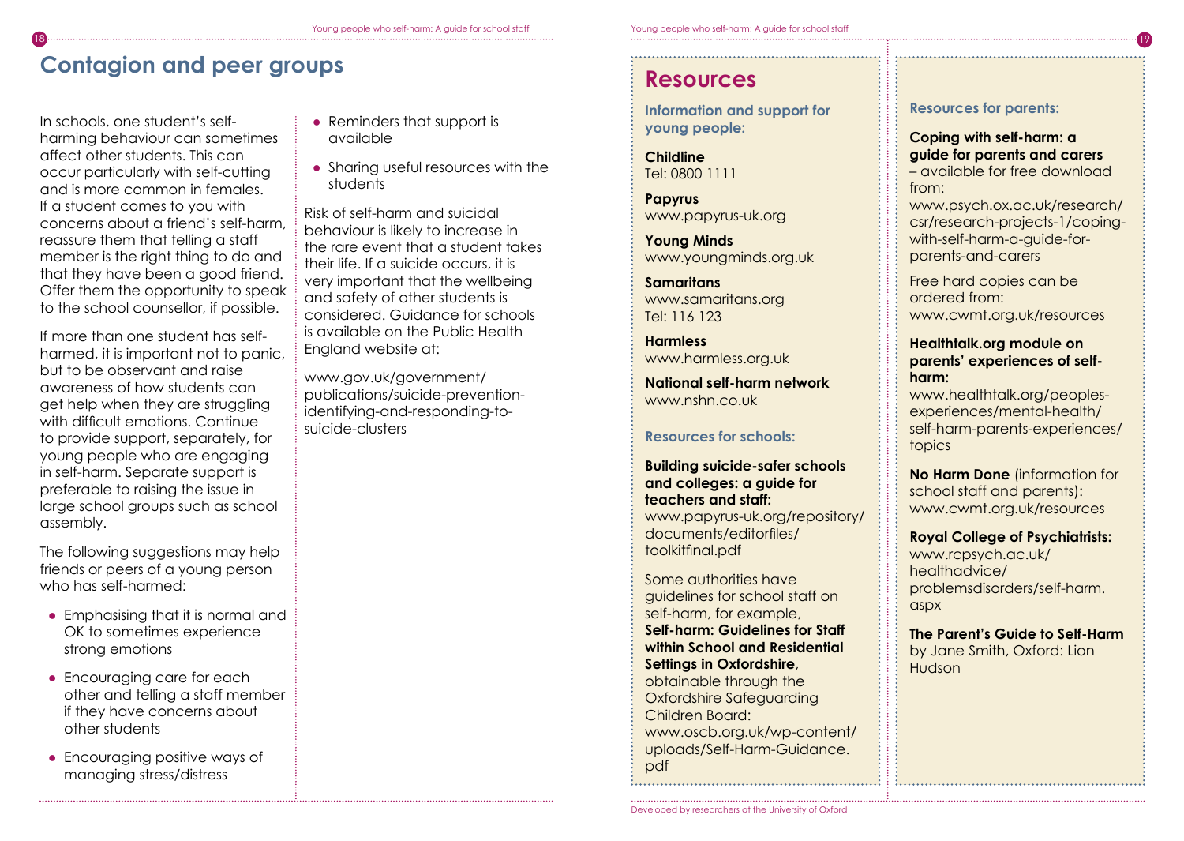## Contagion and peer groups

In schools, one student's self-harming behaviour can sometimes affect other students. This can occur particularly with self-cutting and is more common in females. If a student comes to you with concerns about a friend's self-harm, reassure them that telling a staff member is the right thing to do and that they have been a good friend. Offer them the opportunity to speak to the school counsellor, if possible.

If more than one student has self-harmed, it is important not to panic, but to be observant and raise awareness of how students can get help when they are struggling with difficult emotions. Continue to provide support, separately, for young people who are engaging in self-harm. Separate support is preferable to raising the issue in large school groups such as school assembly.

The following suggestions may help friends or peers of a young person who has self-harmed:

- Emphasising that it is normal and OK to sometimes experience strong emotions
- Encouraging care for each other and telling a staff member if they have concerns about other students
- Encouraging positive ways of managing stress/distress
- Reminders that support is available
- Sharing useful resources with the students

Risk of self-harm and suicidal behaviour is likely to increase in the rare event that a student takes their life. If a suicide occurs, it is very important that the wellbeing and safety of other students is considered. Guidance for schools is available on the Public Health England website at:

www.gov.uk/government/publications/suicide-prevention-identifying-and-responding-to-suicide-clusters

## Resources

### Information and support for young people:

**Childline**
Tel: 0800 1111

**Papyrus**
www.papyrus-uk.org

**Young Minds**
www.youngminds.org.uk

**Samaritans**
www.samaritans.org
Tel: 116 123

**Harmless**
www.harmless.org.uk

**National self-harm network**
www.nshn.co.uk

### Resources for schools:

**Building suicide-safer schools and colleges: a guide for teachers and staff:**
www.papyrus-uk.org/repository/documents/editorfiles/toolkitfinal.pdf

Some authorities have guidelines for school staff on self-harm, for example, **Self-harm: Guidelines for Staff within School and Residential Settings in Oxfordshire**, obtainable through the Oxfordshire Safeguarding Children Board:
www.oscb.org.uk/wp-content/uploads/Self-Harm-Guidance.pdf

### Resources for parents:

**Coping with self-harm: a guide for parents and carers** – available for free download from:
www.psych.ox.ac.uk/research/csr/research-projects-1/coping-with-self-harm-a-guide-for-parents-and-carers

Free hard copies can be ordered from:
www.cwmt.org.uk/resources

**Healthtalk.org module on parents' experiences of self-harm:**
www.healthtalk.org/peoples-experiences/mental-health/self-harm-parents-experiences/topics

**No Harm Done** (information for school staff and parents):
www.cwmt.org.uk/resources

**Royal College of Psychiatrists:**
www.rcpsych.ac.uk/healthadvice/problemsdisorders/self-harm.aspx

**The Parent's Guide to Self-Harm** by Jane Smith, Oxford: Lion Hudson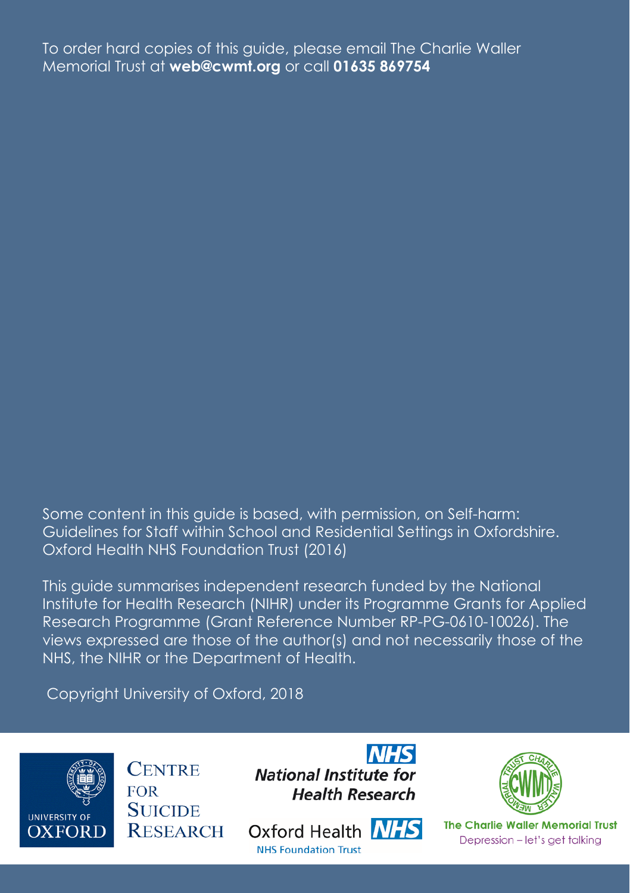To order hard copies of this guide, please email The Charlie Waller Memorial Trust at **web@cwmt.org** or call **01635 869754**

Some content in this guide is based, with permission, on Self-harm: Guidelines for Staff within School and Residential Settings in Oxfordshire. Oxford Health NHS Foundation Trust (2016)

This guide summarises independent research funded by the National Institute for Health Research (NIHR) under its Programme Grants for Applied Research Programme (Grant Reference Number RP-PG-0610-10026). The views expressed are those of the author(s) and not necessarily those of the NHS, the NIHR or the Department of Health.

Copyright University of Oxford, 2018

UNIVERSITY OF OXFORD

CENTRE FOR SUICIDE RESEARCH

NHS National Institute for Health Research

Oxford Health NHS
NHS Foundation Trust

The Charlie Waller Memorial Trust
Depression – let's get talking